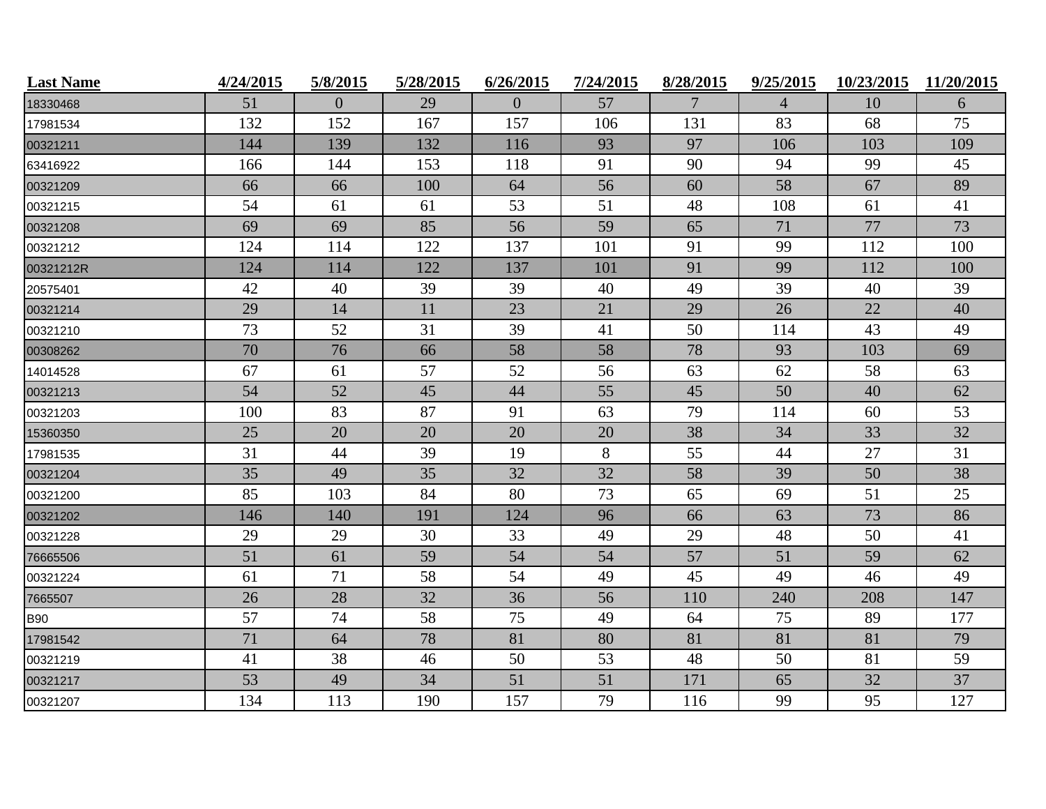| Last Name | 4/24/2015 | 5/8/2015 | 5/28/2015 | 6/26/2015 | 7/24/2015 | 8/28/2015 | 9/25/2015 | 10/23/2015 | 11/20/2015 |
|---|---|---|---|---|---|---|---|---|---|
| 18330468 | 51 | 0 | 29 | 0 | 57 | 7 | 4 | 10 | 6 |
| 17981534 | 132 | 152 | 167 | 157 | 106 | 131 | 83 | 68 | 75 |
| 00321211 | 144 | 139 | 132 | 116 | 93 | 97 | 106 | 103 | 109 |
| 63416922 | 166 | 144 | 153 | 118 | 91 | 90 | 94 | 99 | 45 |
| 00321209 | 66 | 66 | 100 | 64 | 56 | 60 | 58 | 67 | 89 |
| 00321215 | 54 | 61 | 61 | 53 | 51 | 48 | 108 | 61 | 41 |
| 00321208 | 69 | 69 | 85 | 56 | 59 | 65 | 71 | 77 | 73 |
| 00321212 | 124 | 114 | 122 | 137 | 101 | 91 | 99 | 112 | 100 |
| 00321212R | 124 | 114 | 122 | 137 | 101 | 91 | 99 | 112 | 100 |
| 20575401 | 42 | 40 | 39 | 39 | 40 | 49 | 39 | 40 | 39 |
| 00321214 | 29 | 14 | 11 | 23 | 21 | 29 | 26 | 22 | 40 |
| 00321210 | 73 | 52 | 31 | 39 | 41 | 50 | 114 | 43 | 49 |
| 00308262 | 70 | 76 | 66 | 58 | 58 | 78 | 93 | 103 | 69 |
| 14014528 | 67 | 61 | 57 | 52 | 56 | 63 | 62 | 58 | 63 |
| 00321213 | 54 | 52 | 45 | 44 | 55 | 45 | 50 | 40 | 62 |
| 00321203 | 100 | 83 | 87 | 91 | 63 | 79 | 114 | 60 | 53 |
| 15360350 | 25 | 20 | 20 | 20 | 20 | 38 | 34 | 33 | 32 |
| 17981535 | 31 | 44 | 39 | 19 | 8 | 55 | 44 | 27 | 31 |
| 00321204 | 35 | 49 | 35 | 32 | 32 | 58 | 39 | 50 | 38 |
| 00321200 | 85 | 103 | 84 | 80 | 73 | 65 | 69 | 51 | 25 |
| 00321202 | 146 | 140 | 191 | 124 | 96 | 66 | 63 | 73 | 86 |
| 00321228 | 29 | 29 | 30 | 33 | 49 | 29 | 48 | 50 | 41 |
| 76665506 | 51 | 61 | 59 | 54 | 54 | 57 | 51 | 59 | 62 |
| 00321224 | 61 | 71 | 58 | 54 | 49 | 45 | 49 | 46 | 49 |
| 7665507 | 26 | 28 | 32 | 36 | 56 | 110 | 240 | 208 | 147 |
| B90 | 57 | 74 | 58 | 75 | 49 | 64 | 75 | 89 | 177 |
| 17981542 | 71 | 64 | 78 | 81 | 80 | 81 | 81 | 81 | 79 |
| 00321219 | 41 | 38 | 46 | 50 | 53 | 48 | 50 | 81 | 59 |
| 00321217 | 53 | 49 | 34 | 51 | 51 | 171 | 65 | 32 | 37 |
| 00321207 | 134 | 113 | 190 | 157 | 79 | 116 | 99 | 95 | 127 |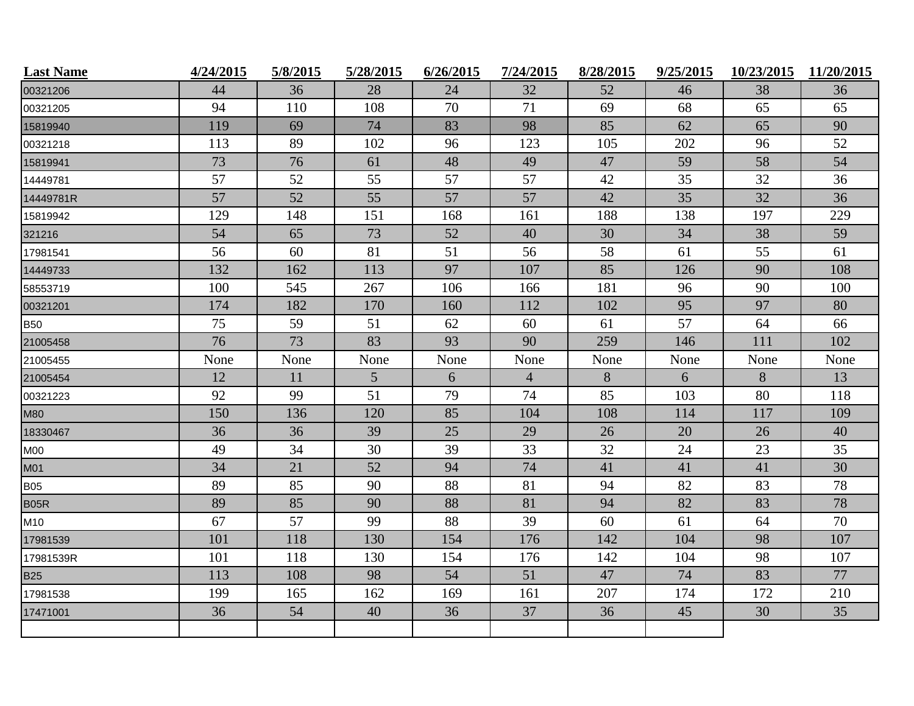| Last Name | 4/24/2015 | 5/8/2015 | 5/28/2015 | 6/26/2015 | 7/24/2015 | 8/28/2015 | 9/25/2015 | 10/23/2015 | 11/20/2015 |
|---|---|---|---|---|---|---|---|---|---|
| 00321206 | 44 | 36 | 28 | 24 | 32 | 52 | 46 | 38 | 36 |
| 00321205 | 94 | 110 | 108 | 70 | 71 | 69 | 68 | 65 | 65 |
| 15819940 | 119 | 69 | 74 | 83 | 98 | 85 | 62 | 65 | 90 |
| 00321218 | 113 | 89 | 102 | 96 | 123 | 105 | 202 | 96 | 52 |
| 15819941 | 73 | 76 | 61 | 48 | 49 | 47 | 59 | 58 | 54 |
| 14449781 | 57 | 52 | 55 | 57 | 57 | 42 | 35 | 32 | 36 |
| 14449781R | 57 | 52 | 55 | 57 | 57 | 42 | 35 | 32 | 36 |
| 15819942 | 129 | 148 | 151 | 168 | 161 | 188 | 138 | 197 | 229 |
| 321216 | 54 | 65 | 73 | 52 | 40 | 30 | 34 | 38 | 59 |
| 17981541 | 56 | 60 | 81 | 51 | 56 | 58 | 61 | 55 | 61 |
| 14449733 | 132 | 162 | 113 | 97 | 107 | 85 | 126 | 90 | 108 |
| 58553719 | 100 | 545 | 267 | 106 | 166 | 181 | 96 | 90 | 100 |
| 00321201 | 174 | 182 | 170 | 160 | 112 | 102 | 95 | 97 | 80 |
| B50 | 75 | 59 | 51 | 62 | 60 | 61 | 57 | 64 | 66 |
| 21005458 | 76 | 73 | 83 | 93 | 90 | 259 | 146 | 111 | 102 |
| 21005455 | None | None | None | None | None | None | None | None | None |
| 21005454 | 12 | 11 | 5 | 6 | 4 | 8 | 6 | 8 | 13 |
| 00321223 | 92 | 99 | 51 | 79 | 74 | 85 | 103 | 80 | 118 |
| M80 | 150 | 136 | 120 | 85 | 104 | 108 | 114 | 117 | 109 |
| 18330467 | 36 | 36 | 39 | 25 | 29 | 26 | 20 | 26 | 40 |
| M00 | 49 | 34 | 30 | 39 | 33 | 32 | 24 | 23 | 35 |
| M01 | 34 | 21 | 52 | 94 | 74 | 41 | 41 | 41 | 30 |
| B05 | 89 | 85 | 90 | 88 | 81 | 94 | 82 | 83 | 78 |
| B05R | 89 | 85 | 90 | 88 | 81 | 94 | 82 | 83 | 78 |
| M10 | 67 | 57 | 99 | 88 | 39 | 60 | 61 | 64 | 70 |
| 17981539 | 101 | 118 | 130 | 154 | 176 | 142 | 104 | 98 | 107 |
| 17981539R | 101 | 118 | 130 | 154 | 176 | 142 | 104 | 98 | 107 |
| B25 | 113 | 108 | 98 | 54 | 51 | 47 | 74 | 83 | 77 |
| 17981538 | 199 | 165 | 162 | 169 | 161 | 207 | 174 | 172 | 210 |
| 17471001 | 36 | 54 | 40 | 36 | 37 | 36 | 45 | 30 | 35 |
| | | | | | | | | | |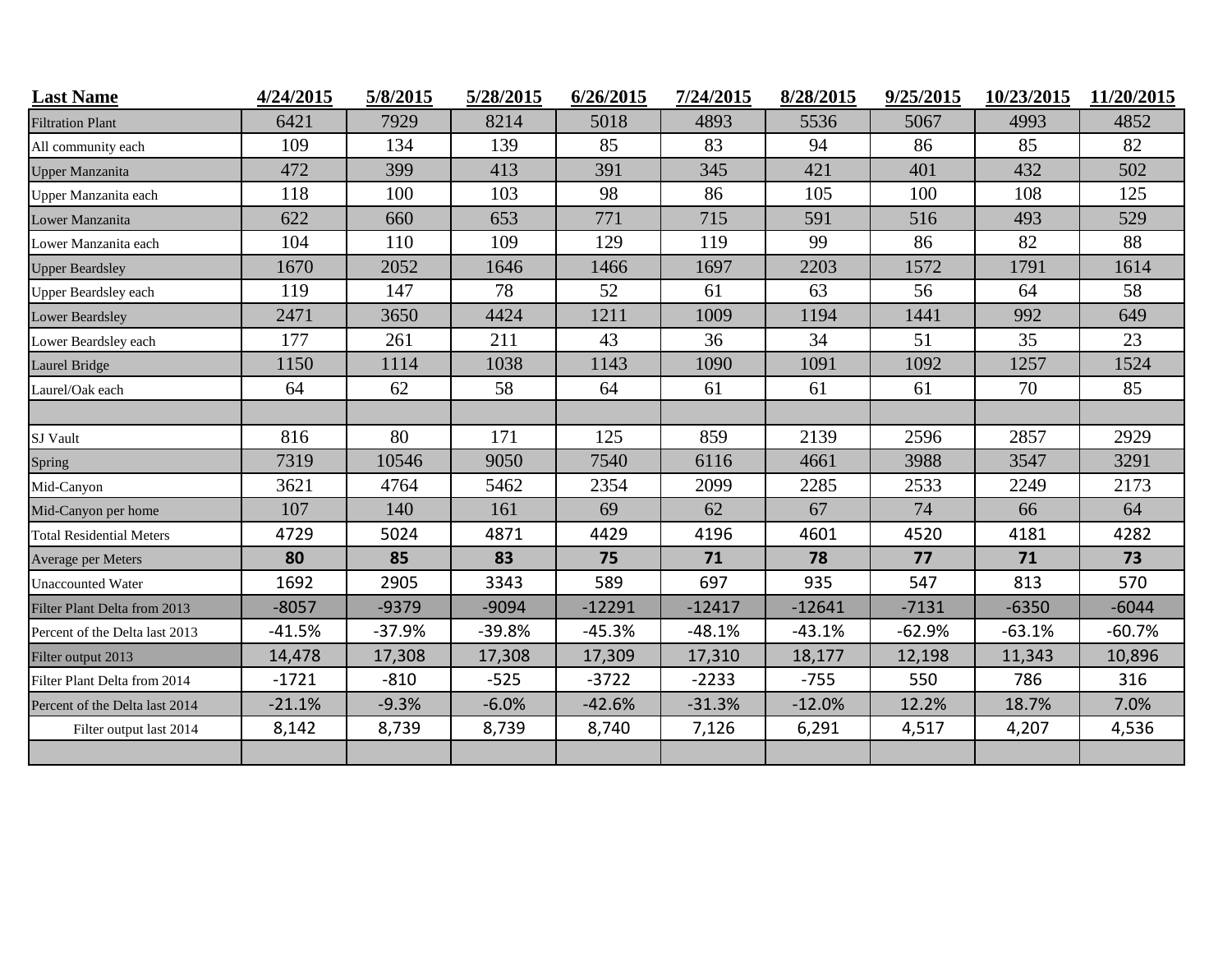| Last Name | 4/24/2015 | 5/8/2015 | 5/28/2015 | 6/26/2015 | 7/24/2015 | 8/28/2015 | 9/25/2015 | 10/23/2015 | 11/20/2015 |
|---|---|---|---|---|---|---|---|---|---|
| Filtration Plant | 6421 | 7929 | 8214 | 5018 | 4893 | 5536 | 5067 | 4993 | 4852 |
| All community each | 109 | 134 | 139 | 85 | 83 | 94 | 86 | 85 | 82 |
| Upper Manzanita | 472 | 399 | 413 | 391 | 345 | 421 | 401 | 432 | 502 |
| Upper Manzanita each | 118 | 100 | 103 | 98 | 86 | 105 | 100 | 108 | 125 |
| Lower Manzanita | 622 | 660 | 653 | 771 | 715 | 591 | 516 | 493 | 529 |
| Lower Manzanita each | 104 | 110 | 109 | 129 | 119 | 99 | 86 | 82 | 88 |
| Upper Beardsley | 1670 | 2052 | 1646 | 1466 | 1697 | 2203 | 1572 | 1791 | 1614 |
| Upper Beardsley each | 119 | 147 | 78 | 52 | 61 | 63 | 56 | 64 | 58 |
| Lower Beardsley | 2471 | 3650 | 4424 | 1211 | 1009 | 1194 | 1441 | 992 | 649 |
| Lower Beardsley each | 177 | 261 | 211 | 43 | 36 | 34 | 51 | 35 | 23 |
| Laurel Bridge | 1150 | 1114 | 1038 | 1143 | 1090 | 1091 | 1092 | 1257 | 1524 |
| Laurel/Oak each | 64 | 62 | 58 | 64 | 61 | 61 | 61 | 70 | 85 |
| | | | | | | | | | |
| SJ Vault | 816 | 80 | 171 | 125 | 859 | 2139 | 2596 | 2857 | 2929 |
| Spring | 7319 | 10546 | 9050 | 7540 | 6116 | 4661 | 3988 | 3547 | 3291 |
| Mid-Canyon | 3621 | 4764 | 5462 | 2354 | 2099 | 2285 | 2533 | 2249 | 2173 |
| Mid-Canyon per home | 107 | 140 | 161 | 69 | 62 | 67 | 74 | 66 | 64 |
| Total Residential Meters | 4729 | 5024 | 4871 | 4429 | 4196 | 4601 | 4520 | 4181 | 4282 |
| Average per Meters | **80** | **85** | **83** | **75** | **71** | **78** | **77** | **71** | **73** |
| Unaccounted Water | 1692 | 2905 | 3343 | 589 | 697 | 935 | 547 | 813 | 570 |
| Filter Plant Delta from 2013 | -8057 | -9379 | -9094 | -12291 | -12417 | -12641 | -7131 | -6350 | -6044 |
| Percent of the Delta last 2013 | -41.5% | -37.9% | -39.8% | -45.3% | -48.1% | -43.1% | -62.9% | -63.1% | -60.7% |
| Filter output 2013 | 14,478 | 17,308 | 17,308 | 17,309 | 17,310 | 18,177 | 12,198 | 11,343 | 10,896 |
| Filter Plant Delta from 2014 | -1721 | -810 | -525 | -3722 | -2233 | -755 | 550 | 786 | 316 |
| Percent of the Delta last 2014 | -21.1% | -9.3% | -6.0% | -42.6% | -31.3% | -12.0% | 12.2% | 18.7% | 7.0% |
| Filter output last 2014 | 8,142 | 8,739 | 8,739 | 8,740 | 7,126 | 6,291 | 4,517 | 4,207 | 4,536 |
| | | | | | | | | | |